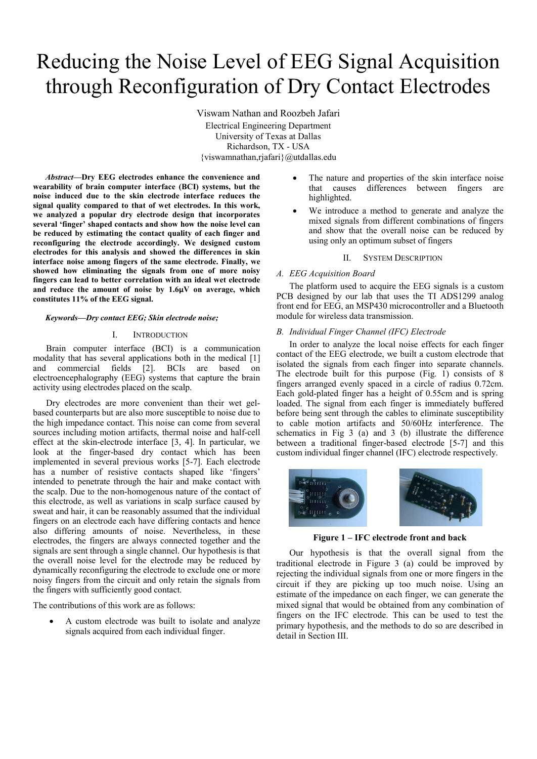# Reducing the Noise Level of EEG Signal Acquisition through Reconfiguration of Dry Contact Electrodes

Viswam Nathan and Roozbeh Jafari

Electrical Engineering Department
University of Texas at Dallas
Richardson, TX - USA
{viswamnathan,rjafari}@utdallas.edu

***Abstract*—Dry EEG electrodes enhance the convenience and wearability of brain computer interface (BCI) systems, but the noise induced due to the skin electrode interface reduces the signal quality compared to that of wet electrodes. In this work, we analyzed a popular dry electrode design that incorporates several 'finger' shaped contacts and show how the noise level can be reduced by estimating the contact quality of each finger and reconfiguring the electrode accordingly. We designed custom electrodes for this analysis and showed the differences in skin interface noise among fingers of the same electrode. Finally, we showed how eliminating the signals from one of more noisy fingers can lead to better correlation with an ideal wet electrode and reduce the amount of noise by 1.6µV on average, which constitutes 11% of the EEG signal.**

***Keywords—Dry contact EEG; Skin electrode noise;***

## I. Introduction

Brain computer interface (BCI) is a communication modality that has several applications both in the medical [1] and commercial fields [2]. BCIs are based on electroencephalography (EEG) systems that capture the brain activity using electrodes placed on the scalp.

Dry electrodes are more convenient than their wet gel-based counterparts but are also more susceptible to noise due to the high impedance contact. This noise can come from several sources including motion artifacts, thermal noise and half-cell effect at the skin-electrode interface [3, 4]. In particular, we look at the finger-based dry contact which has been implemented in several previous works [5-7]. Each electrode has a number of resistive contacts shaped like 'fingers' intended to penetrate through the hair and make contact with the scalp. Due to the non-homogenous nature of the contact of this electrode, as well as variations in scalp surface caused by sweat and hair, it can be reasonably assumed that the individual fingers on an electrode each have differing contacts and hence also differing amounts of noise. Nevertheless, in these electrodes, the fingers are always connected together and the signals are sent through a single channel. Our hypothesis is that the overall noise level for the electrode may be reduced by dynamically reconfiguring the electrode to exclude one or more noisy fingers from the circuit and only retain the signals from the fingers with sufficiently good contact.

The contributions of this work are as follows:

- A custom electrode was built to isolate and analyze signals acquired from each individual finger.
- The nature and properties of the skin interface noise that causes differences between fingers are highlighted.
- We introduce a method to generate and analyze the mixed signals from different combinations of fingers and show that the overall noise can be reduced by using only an optimum subset of fingers

## II. System Description

### *A. EEG Acquisition Board*

The platform used to acquire the EEG signals is a custom PCB designed by our lab that uses the TI ADS1299 analog front end for EEG, an MSP430 microcontroller and a Bluetooth module for wireless data transmission.

### *B. Individual Finger Channel (IFC) Electrode*

In order to analyze the local noise effects for each finger contact of the EEG electrode, we built a custom electrode that isolated the signals from each finger into separate channels. The electrode built for this purpose (Fig. 1) consists of 8 fingers arranged evenly spaced in a circle of radius 0.72cm. Each gold-plated finger has a height of 0.55cm and is spring loaded. The signal from each finger is immediately buffered before being sent through the cables to eliminate susceptibility to cable motion artifacts and 50/60Hz interference. The schematics in Fig 3 (a) and 3 (b) illustrate the difference between a traditional finger-based electrode [5-7] and this custom individual finger channel (IFC) electrode respectively.

**Figure 1 – IFC electrode front and back**

Our hypothesis is that the overall signal from the traditional electrode in Figure 3 (a) could be improved by rejecting the individual signals from one or more fingers in the circuit if they are picking up too much noise. Using an estimate of the impedance on each finger, we can generate the mixed signal that would be obtained from any combination of fingers on the IFC electrode. This can be used to test the primary hypothesis, and the methods to do so are described in detail in Section III.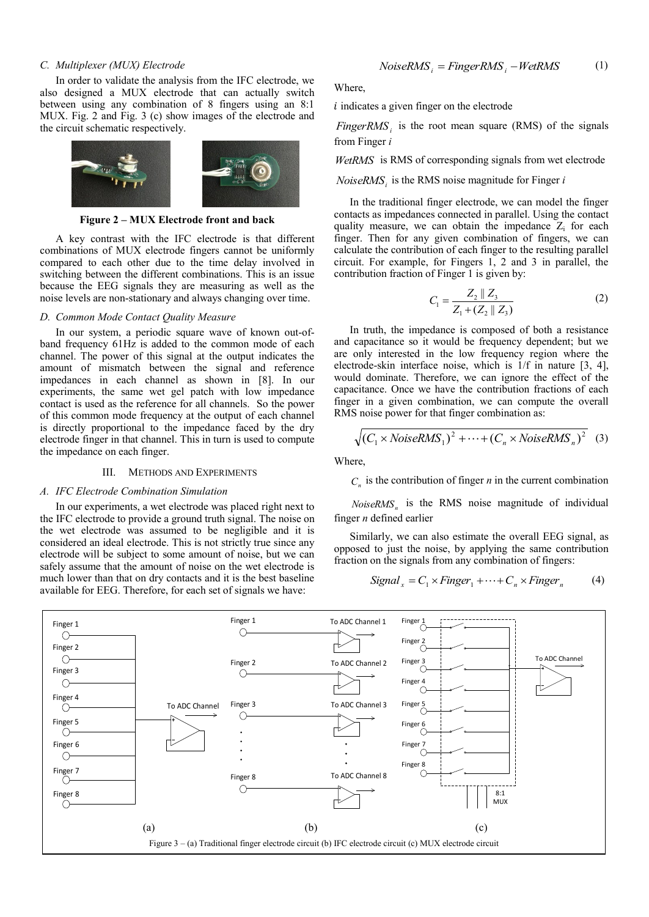### C. Multiplexer (MUX) Electrode

In order to validate the analysis from the IFC electrode, we also designed a MUX electrode that can actually switch between using any combination of 8 fingers using an 8:1 MUX. Fig. 2 and Fig. 3 (c) show images of the electrode and the circuit schematic respectively.

**Figure 2 – MUX Electrode front and back**

A key contrast with the IFC electrode is that different combinations of MUX electrode fingers cannot be uniformly compared to each other due to the time delay involved in switching between the different combinations. This is an issue because the EEG signals they are measuring as well as the noise levels are non-stationary and always changing over time.

### D. Common Mode Contact Quality Measure

In our system, a periodic square wave of known out-of-band frequency 61Hz is added to the common mode of each channel. The power of this signal at the output indicates the amount of mismatch between the signal and reference impedances in each channel as shown in [8]. In our experiments, the same wet gel patch with low impedance contact is used as the reference for all channels. So the power of this common mode frequency at the output of each channel is directly proportional to the impedance faced by the dry electrode finger in that channel. This in turn is used to compute the impedance on each finger.

## III. Methods and Experiments

### A. IFC Electrode Combination Simulation

In our experiments, a wet electrode was placed right next to the IFC electrode to provide a ground truth signal. The noise on the wet electrode was assumed to be negligible and it is considered an ideal electrode. This is not strictly true since any electrode will be subject to some amount of noise, but we can safely assume that the amount of noise on the wet electrode is much lower than that on dry contacts and it is the best baseline available for EEG. Therefore, for each set of signals we have:

$$NoiseRMS_i = FingerRMS_i - WetRMS \quad (1)$$

Where,

$i$ indicates a given finger on the electrode

$FingerRMS_i$ is the root mean square (RMS) of the signals from Finger $i$

$WetRMS$ is RMS of corresponding signals from wet electrode

$NoiseRMS_i$ is the RMS noise magnitude for Finger $i$

In the traditional finger electrode, we can model the finger contacts as impedances connected in parallel. Using the contact quality measure, we can obtain the impedance $Z_i$ for each finger. Then for any given combination of fingers, we can calculate the contribution of each finger to the resulting parallel circuit. For example, for Fingers 1, 2 and 3 in parallel, the contribution fraction of Finger 1 is given by:

$$C_1 = \frac{Z_2 \parallel Z_3}{Z_1 + (Z_2 \parallel Z_3)} \quad (2)$$

In truth, the impedance is composed of both a resistance and capacitance so it would be frequency dependent; but we are only interested in the low frequency region where the electrode-skin interface noise, which is 1/f in nature [3, 4], would dominate. Therefore, we can ignore the effect of the capacitance. Once we have the contribution fractions of each finger in a given combination, we can compute the overall RMS noise power for that finger combination as:

$$\sqrt{(C_1 \times NoiseRMS_1)^2 + \cdots + (C_n \times NoiseRMS_n)^2} \quad (3)$$

Where,

$C_n$ is the contribution of finger $n$ in the current combination

$NoiseRMS_n$ is the RMS noise magnitude of individual finger $n$ defined earlier

Similarly, we can also estimate the overall EEG signal, as opposed to just the noise, by applying the same contribution fraction on the signals from any combination of fingers:

$$Signal_x = C_1 \times Finger_1 + \cdots + C_n \times Finger_n \quad (4)$$

Figure 3 – (a) Traditional finger electrode circuit (b) IFC electrode circuit (c) MUX electrode circuit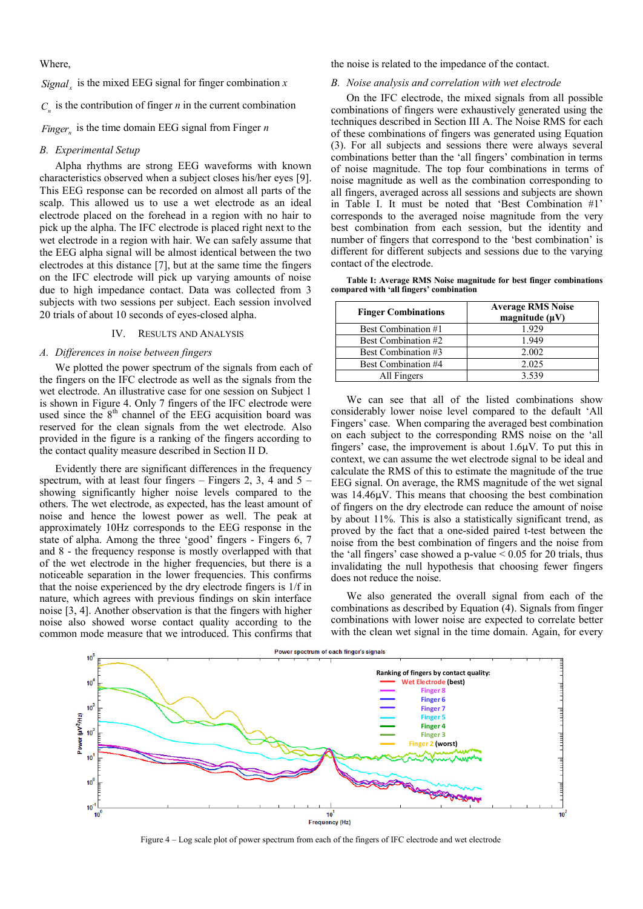Where,

$Signal_x$ is the mixed EEG signal for finger combination $x$

$C_n$ is the contribution of finger $n$ in the current combination

$Finger_n$ is the time domain EEG signal from Finger $n$

### *B. Experimental Setup*

Alpha rhythms are strong EEG waveforms with known characteristics observed when a subject closes his/her eyes [9]. This EEG response can be recorded on almost all parts of the scalp. This allowed us to use a wet electrode as an ideal electrode placed on the forehead in a region with no hair to pick up the alpha. The IFC electrode is placed right next to the wet electrode in a region with hair. We can safely assume that the EEG alpha signal will be almost identical between the two electrodes at this distance [7], but at the same time the fingers on the IFC electrode will pick up varying amounts of noise due to high impedance contact. Data was collected from 3 subjects with two sessions per subject. Each session involved 20 trials of about 10 seconds of eyes-closed alpha.

## IV. Results and Analysis

### *A. Differences in noise between fingers*

We plotted the power spectrum of the signals from each of the fingers on the IFC electrode as well as the signals from the wet electrode. An illustrative case for one session on Subject 1 is shown in Figure 4. Only 7 fingers of the IFC electrode were used since the 8th channel of the EEG acquisition board was reserved for the clean signals from the wet electrode. Also provided in the figure is a ranking of the fingers according to the contact quality measure described in Section II D.

Evidently there are significant differences in the frequency spectrum, with at least four fingers – Fingers 2, 3, 4 and 5 – showing significantly higher noise levels compared to the others. The wet electrode, as expected, has the least amount of noise and hence the lowest power as well. The peak at approximately 10Hz corresponds to the EEG response in the state of alpha. Among the three 'good' fingers - Fingers 6, 7 and 8 - the frequency response is mostly overlapped with that of the wet electrode in the higher frequencies, but there is a noticeable separation in the lower frequencies. This confirms that the noise experienced by the dry electrode fingers is 1/f in nature, which agrees with previous findings on skin interface noise [3, 4]. Another observation is that the fingers with higher noise also showed worse contact quality according to the common mode measure that we introduced. This confirms that the noise is related to the impedance of the contact.

### *B. Noise analysis and correlation with wet electrode*

On the IFC electrode, the mixed signals from all possible combinations of fingers were exhaustively generated using the techniques described in Section III A. The Noise RMS for each of these combinations of fingers was generated using Equation (3). For all subjects and sessions there were always several combinations better than the 'all fingers' combination in terms of noise magnitude. The top four combinations in terms of noise magnitude as well as the combination corresponding to all fingers, averaged across all sessions and subjects are shown in Table I. It must be noted that 'Best Combination #1' corresponds to the averaged noise magnitude from the very best combination from each session, but the identity and number of fingers that correspond to the 'best combination' is different for different subjects and sessions due to the varying contact of the electrode.

**Table I: Average RMS Noise magnitude for best finger combinations compared with 'all fingers' combination**

| Finger Combinations | Average RMS Noise magnitude (μV) |
|---|---|
| Best Combination #1 | 1.929 |
| Best Combination #2 | 1.949 |
| Best Combination #3 | 2.002 |
| Best Combination #4 | 2.025 |
| All Fingers | 3.539 |

We can see that all of the listed combinations show considerably lower noise level compared to the default 'All Fingers' case. When comparing the averaged best combination on each subject to the corresponding RMS noise on the 'all fingers' case, the improvement is about 1.6μV. To put this in context, we can assume the wet electrode signal to be ideal and calculate the RMS of this to estimate the magnitude of the true EEG signal. On average, the RMS magnitude of the wet signal was 14.46μV. This means that choosing the best combination of fingers on the dry electrode can reduce the amount of noise by about 11%. This is also a statistically significant trend, as proved by the fact that a one-sided paired t-test between the noise from the best combination of fingers and the noise from the 'all fingers' case showed a p-value $< 0.05$ for 20 trials, thus invalidating the null hypothesis that choosing fewer fingers does not reduce the noise.

We also generated the overall signal from each of the combinations as described by Equation (4). Signals from finger combinations with lower noise are expected to correlate better with the clean wet signal in the time domain. Again, for every

Figure 4 – Log scale plot of power spectrum from each of the fingers of IFC electrode and wet electrode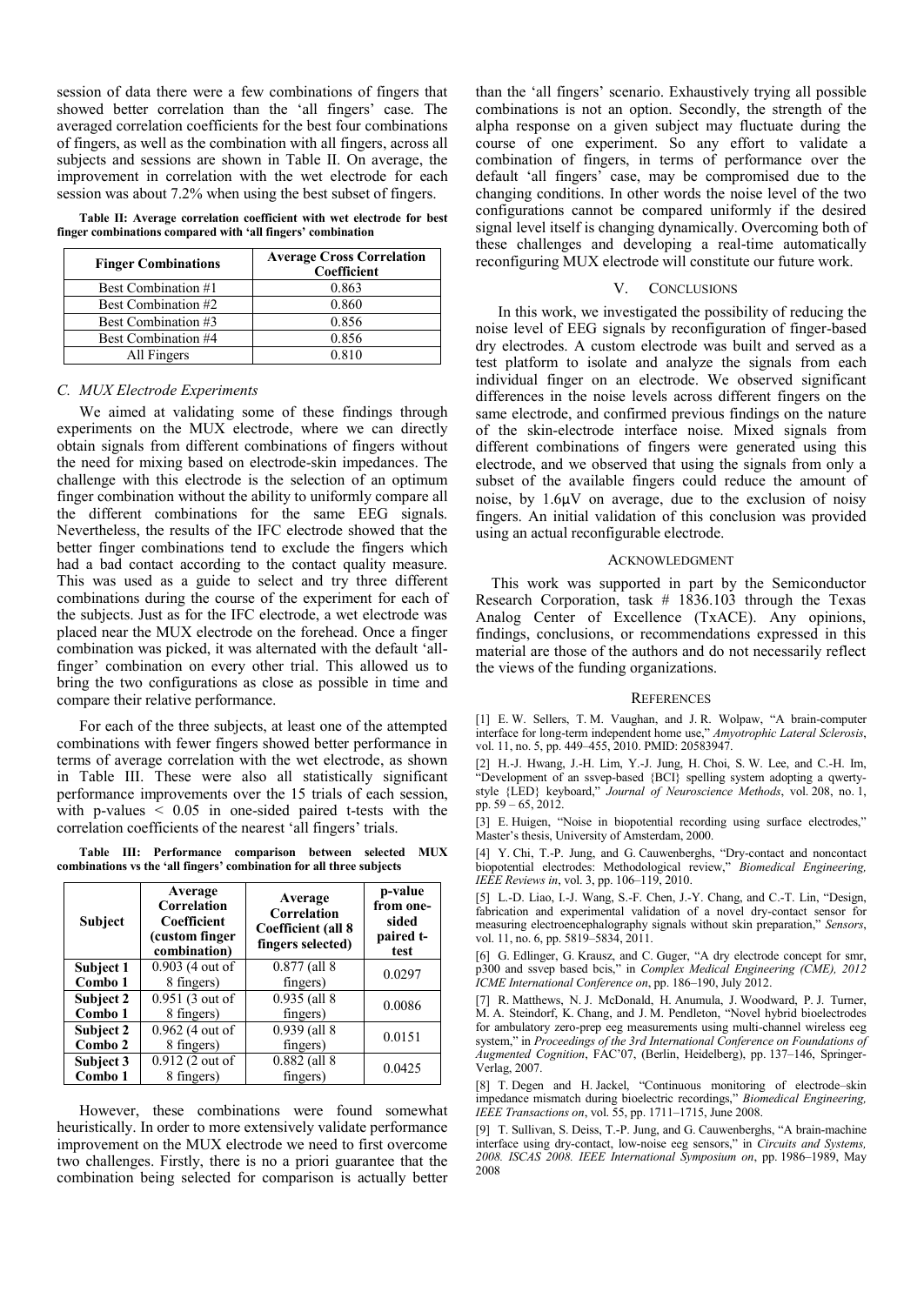session of data there were a few combinations of fingers that showed better correlation than the 'all fingers' case. The averaged correlation coefficients for the best four combinations of fingers, as well as the combination with all fingers, across all subjects and sessions are shown in Table II. On average, the improvement in correlation with the wet electrode for each session was about 7.2% when using the best subset of fingers.

**Table II: Average correlation coefficient with wet electrode for best finger combinations compared with 'all fingers' combination**

| Finger Combinations | Average Cross Correlation Coefficient |
|---|---|
| Best Combination #1 | 0.863 |
| Best Combination #2 | 0.860 |
| Best Combination #3 | 0.856 |
| Best Combination #4 | 0.856 |
| All Fingers | 0.810 |

### C. MUX Electrode Experiments

We aimed at validating some of these findings through experiments on the MUX electrode, where we can directly obtain signals from different combinations of fingers without the need for mixing based on electrode-skin impedances. The challenge with this electrode is the selection of an optimum finger combination without the ability to uniformly compare all the different combinations for the same EEG signals. Nevertheless, the results of the IFC electrode showed that the better finger combinations tend to exclude the fingers which had a bad contact according to the contact quality measure. This was used as a guide to select and try three different combinations during the course of the experiment for each of the subjects. Just as for the IFC electrode, a wet electrode was placed near the MUX electrode on the forehead. Once a finger combination was picked, it was alternated with the default 'all-finger' combination on every other trial. This allowed us to bring the two configurations as close as possible in time and compare their relative performance.

For each of the three subjects, at least one of the attempted combinations with fewer fingers showed better performance in terms of average correlation with the wet electrode, as shown in Table III. These were also all statistically significant performance improvements over the 15 trials of each session, with p-values $< 0.05$ in one-sided paired t-tests with the correlation coefficients of the nearest 'all fingers' trials.

**Table III: Performance comparison between selected MUX combinations vs the 'all fingers' combination for all three subjects**

| Subject | Average Correlation Coefficient (custom finger combination) | Average Correlation Coefficient (all 8 fingers selected) | p-value from one-sided paired t-test |
|---|---|---|---|
| Subject 1 Combo 1 | 0.903 (4 out of 8 fingers) | 0.877 (all 8 fingers) | 0.0297 |
| Subject 2 Combo 1 | 0.951 (3 out of 8 fingers) | 0.935 (all 8 fingers) | 0.0086 |
| Subject 2 Combo 2 | 0.962 (4 out of 8 fingers) | 0.939 (all 8 fingers) | 0.0151 |
| Subject 3 Combo 1 | 0.912 (2 out of 8 fingers) | 0.882 (all 8 fingers) | 0.0425 |

However, these combinations were found somewhat heuristically. In order to more extensively validate performance improvement on the MUX electrode we need to first overcome two challenges. Firstly, there is no a priori guarantee that the combination being selected for comparison is actually better than the 'all fingers' scenario. Exhaustively trying all possible combinations is not an option. Secondly, the strength of the alpha response on a given subject may fluctuate during the course of one experiment. So any effort to validate a combination of fingers, in terms of performance over the default 'all fingers' case, may be compromised due to the changing conditions. In other words the noise level of the two configurations cannot be compared uniformly if the desired signal level itself is changing dynamically. Overcoming both of these challenges and developing a real-time automatically reconfiguring MUX electrode will constitute our future work.

## V. Conclusions

In this work, we investigated the possibility of reducing the noise level of EEG signals by reconfiguration of finger-based dry electrodes. A custom electrode was built and served as a test platform to isolate and analyze the signals from each individual finger on an electrode. We observed significant differences in the noise levels across different fingers on the same electrode, and confirmed previous findings on the nature of the skin-electrode interface noise. Mixed signals from different combinations of fingers were generated using this electrode, and we observed that using the signals from only a subset of the available fingers could reduce the amount of noise, by 1.6μV on average, due to the exclusion of noisy fingers. An initial validation of this conclusion was provided using an actual reconfigurable electrode.

## Acknowledgment

This work was supported in part by the Semiconductor Research Corporation, task # 1836.103 through the Texas Analog Center of Excellence (TxACE). Any opinions, findings, conclusions, or recommendations expressed in this material are those of the authors and do not necessarily reflect the views of the funding organizations.

## References

[1] E. W. Sellers, T. M. Vaughan, and J. R. Wolpaw, "A brain-computer interface for long-term independent home use," *Amyotrophic Lateral Sclerosis*, vol. 11, no. 5, pp. 449–455, 2010. PMID: 20583947.

[2] H.-J. Hwang, J.-H. Lim, Y.-J. Jung, H. Choi, S. W. Lee, and C.-H. Im, "Development of an ssvep-based {BCI} spelling system adopting a qwerty-style {LED} keyboard," *Journal of Neuroscience Methods*, vol. 208, no. 1, pp. 59 – 65, 2012.

[3] E. Huigen, "Noise in biopotential recording using surface electrodes," Master's thesis, University of Amsterdam, 2000.

[4] Y. Chi, T.-P. Jung, and G. Cauwenberghs, "Dry-contact and noncontact biopotential electrodes: Methodological review," *Biomedical Engineering, IEEE Reviews in*, vol. 3, pp. 106–119, 2010.

[5] L.-D. Liao, I.-J. Wang, S.-F. Chen, J.-Y. Chang, and C.-T. Lin, "Design, fabrication and experimental validation of a novel dry-contact sensor for measuring electroencephalography signals without skin preparation," *Sensors*, vol. 11, no. 6, pp. 5819–5834, 2011.

[6] G. Edlinger, G. Krausz, and C. Guger, "A dry electrode concept for smr, p300 and ssvep based bcis," in *Complex Medical Engineering (CME), 2012 ICME International Conference on*, pp. 186–190, July 2012.

[7] R. Matthews, N. J. McDonald, H. Anumula, J. Woodward, P. J. Turner, M. A. Steindorf, K. Chang, and J. M. Pendleton, "Novel hybrid bioelectrodes for ambulatory zero-prep eeg measurements using multi-channel wireless eeg system," in *Proceedings of the 3rd International Conference on Foundations of Augmented Cognition*, FAC'07, (Berlin, Heidelberg), pp. 137–146, Springer-Verlag, 2007.

[8] T. Degen and H. Jackel, "Continuous monitoring of electrode–skin impedance mismatch during bioelectric recordings," *Biomedical Engineering, IEEE Transactions on*, vol. 55, pp. 1711–1715, June 2008.

[9] T. Sullivan, S. Deiss, T.-P. Jung, and G. Cauwenberghs, "A brain-machine interface using dry-contact, low-noise eeg sensors," in *Circuits and Systems, 2008. ISCAS 2008. IEEE International Symposium on*, pp. 1986–1989, May 2008